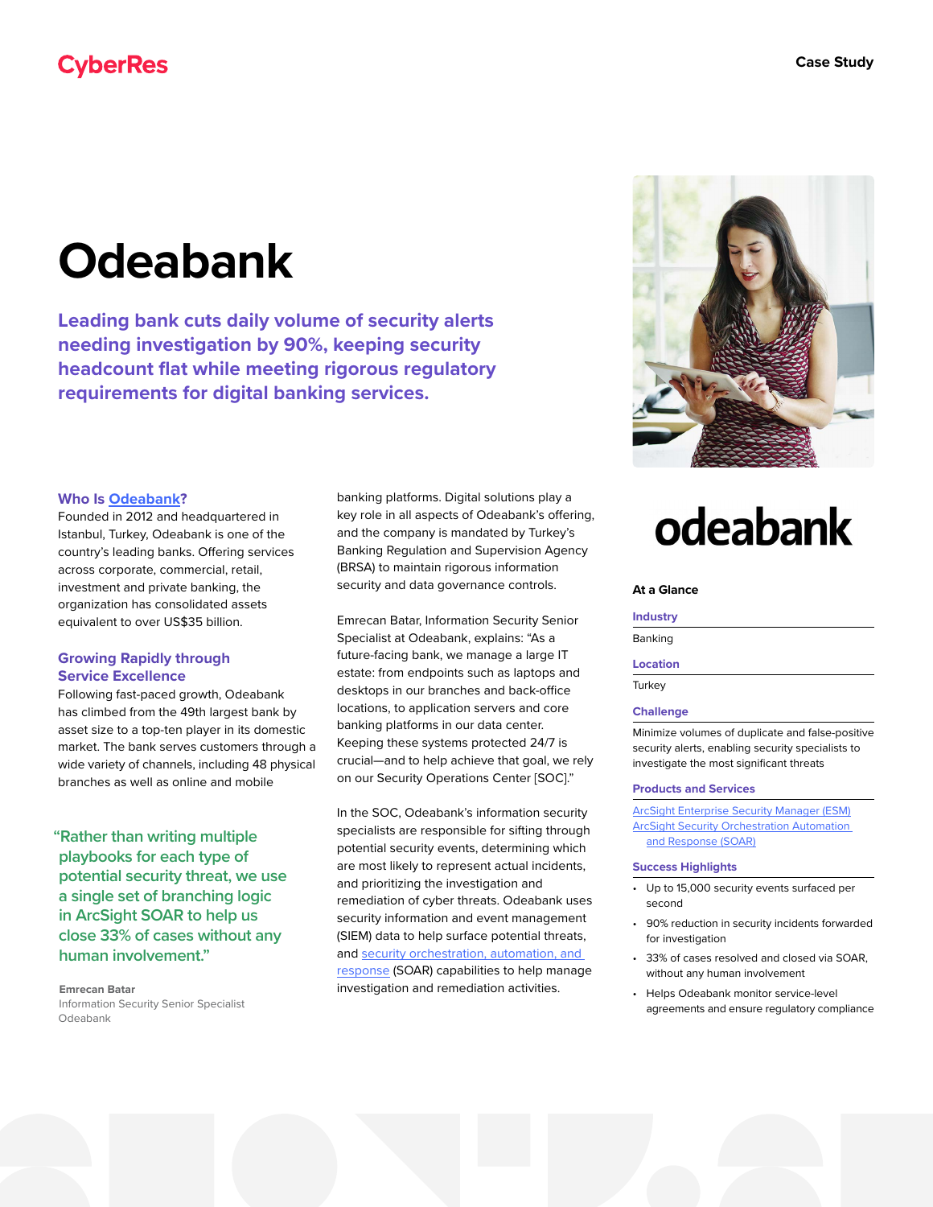CyberRes

Case Study

# Odeabank

**Leading bank cuts daily volume of security alerts needing investigation by 90%, keeping security headcount flat while meeting rigorous regulatory requirements for digital banking services.**

### Who Is Odeabank?

Founded in 2012 and headquartered in Istanbul, Turkey, Odeabank is one of the country's leading banks. Offering services across corporate, commercial, retail, investment and private banking, the organization has consolidated assets equivalent to over US$35 billion.

### Growing Rapidly through Service Excellence

Following fast-paced growth, Odeabank has climbed from the 49th largest bank by asset size to a top-ten player in its domestic market. The bank serves customers through a wide variety of channels, including 48 physical branches as well as online and mobile banking platforms. Digital solutions play a key role in all aspects of Odeabank's offering, and the company is mandated by Turkey's Banking Regulation and Supervision Agency (BRSA) to maintain rigorous information security and data governance controls.

> "Rather than writing multiple playbooks for each type of potential security threat, we use a single set of branching logic in ArcSight SOAR to help us close 33% of cases without any human involvement."
>
> **Emrecan Batar**
> Information Security Senior Specialist
> Odeabank

Emrecan Batar, Information Security Senior Specialist at Odeabank, explains: "As a future-facing bank, we manage a large IT estate: from endpoints such as laptops and desktops in our branches and back-office locations, to application servers and core banking platforms in our data center. Keeping these systems protected 24/7 is crucial—and to help achieve that goal, we rely on our Security Operations Center [SOC]."

In the SOC, Odeabank's information security specialists are responsible for sifting through potential security events, determining which are most likely to represent actual incidents, and prioritizing the investigation and remediation of cyber threats. Odeabank uses security information and event management (SIEM) data to help surface potential threats, and security orchestration, automation, and response (SOAR) capabilities to help manage investigation and remediation activities.

odeabank

**At a Glance**

**Industry**

Banking

**Location**

Turkey

**Challenge**

Minimize volumes of duplicate and false-positive security alerts, enabling security specialists to investigate the most significant threats

**Products and Services**

ArcSight Enterprise Security Manager (ESM)
ArcSight Security Orchestration Automation and Response (SOAR)

**Success Highlights**

- Up to 15,000 security events surfaced per second
- 90% reduction in security incidents forwarded for investigation
- 33% of cases resolved and closed via SOAR, without any human involvement
- Helps Odeabank monitor service-level agreements and ensure regulatory compliance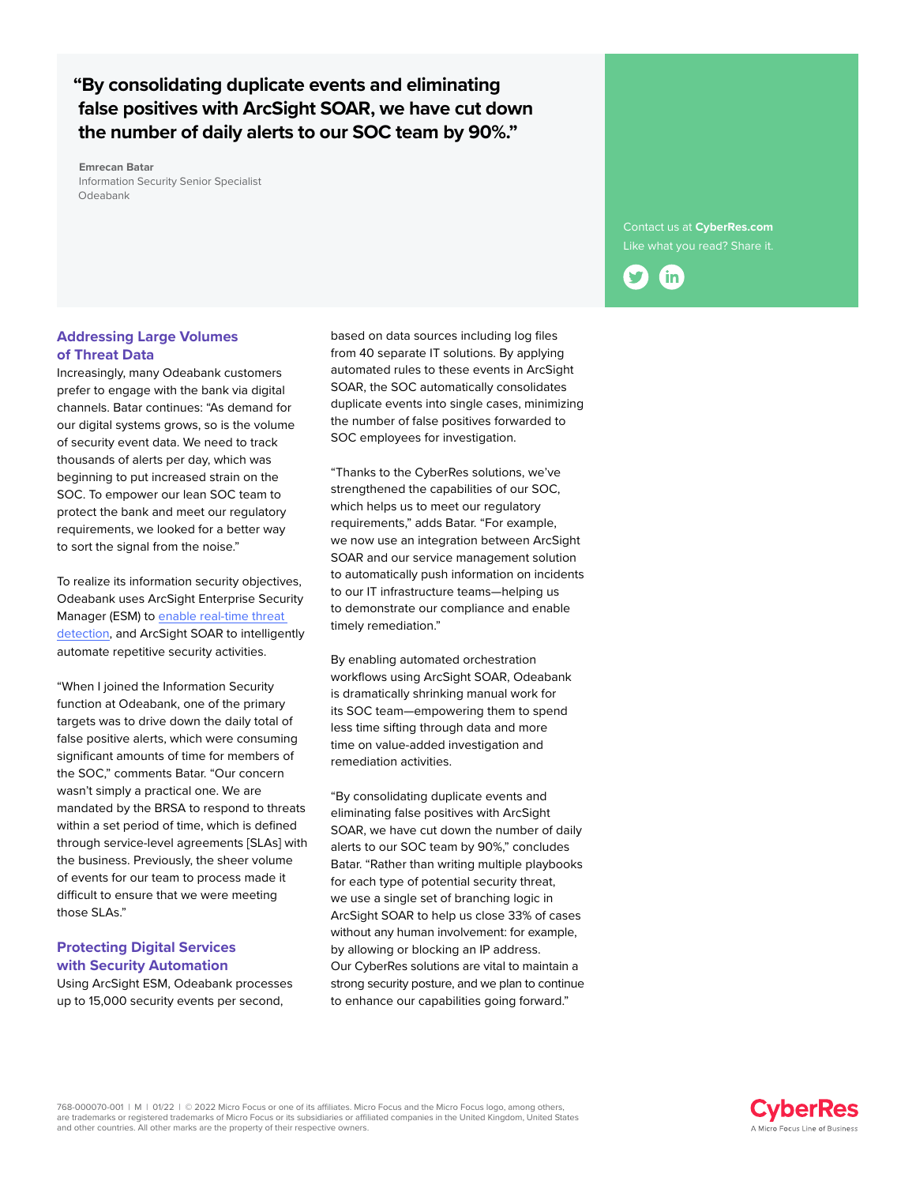> **"By consolidating duplicate events and eliminating false positives with ArcSight SOAR, we have cut down the number of daily alerts to our SOC team by 90%."**
>
> **Emrecan Batar**
> Information Security Senior Specialist
> Odeabank

Contact us at **CyberRes.com**
Like what you read? Share it.

## Addressing Large Volumes of Threat Data

Increasingly, many Odeabank customers prefer to engage with the bank via digital channels. Batar continues: "As demand for our digital systems grows, so is the volume of security event data. We need to track thousands of alerts per day, which was beginning to put increased strain on the SOC. To empower our lean SOC team to protect the bank and meet our regulatory requirements, we looked for a better way to sort the signal from the noise."

To realize its information security objectives, Odeabank uses ArcSight Enterprise Security Manager (ESM) to [enable real-time threat detection](), and ArcSight SOAR to intelligently automate repetitive security activities.

"When I joined the Information Security function at Odeabank, one of the primary targets was to drive down the daily total of false positive alerts, which were consuming significant amounts of time for members of the SOC," comments Batar. "Our concern wasn't simply a practical one. We are mandated by the BRSA to respond to threats within a set period of time, which is defined through service-level agreements [SLAs] with the business. Previously, the sheer volume of events for our team to process made it difficult to ensure that we were meeting those SLAs."

## Protecting Digital Services with Security Automation

Using ArcSight ESM, Odeabank processes up to 15,000 security events per second, based on data sources including log files from 40 separate IT solutions. By applying automated rules to these events in ArcSight SOAR, the SOC automatically consolidates duplicate events into single cases, minimizing the number of false positives forwarded to SOC employees for investigation.

"Thanks to the CyberRes solutions, we've strengthened the capabilities of our SOC, which helps us to meet our regulatory requirements," adds Batar. "For example, we now use an integration between ArcSight SOAR and our service management solution to automatically push information on incidents to our IT infrastructure teams—helping us to demonstrate our compliance and enable timely remediation."

By enabling automated orchestration workflows using ArcSight SOAR, Odeabank is dramatically shrinking manual work for its SOC team—empowering them to spend less time sifting through data and more time on value-added investigation and remediation activities.

"By consolidating duplicate events and eliminating false positives with ArcSight SOAR, we have cut down the number of daily alerts to our SOC team by 90%," concludes Batar. "Rather than writing multiple playbooks for each type of potential security threat, we use a single set of branching logic in ArcSight SOAR to help us close 33% of cases without any human involvement: for example, by allowing or blocking an IP address. Our CyberRes solutions are vital to maintain a strong security posture, and we plan to continue to enhance our capabilities going forward."

768-000070-001 | M | 01/22 | © 2022 Micro Focus or one of its affiliates. Micro Focus and the Micro Focus logo, among others, are trademarks or registered trademarks of Micro Focus or its subsidiaries or affiliated companies in the United Kingdom, United States and other countries. All other marks are the property of their respective owners.

CyberRes
A Micro Focus Line of Business